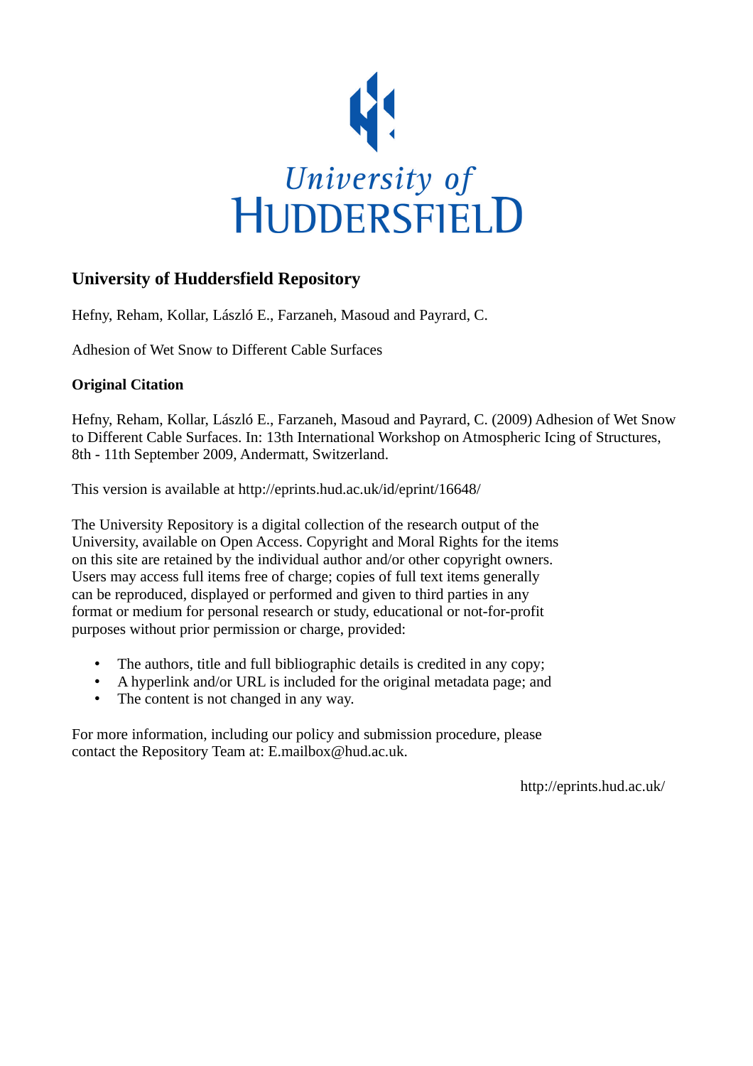University of HUDDERSFIELD

## University of Huddersfield Repository

Hefny, Reham, Kollar, László E., Farzaneh, Masoud and Payrard, C.

Adhesion of Wet Snow to Different Cable Surfaces

### Original Citation

Hefny, Reham, Kollar, László E., Farzaneh, Masoud and Payrard, C. (2009) Adhesion of Wet Snow to Different Cable Surfaces. In: 13th International Workshop on Atmospheric Icing of Structures, 8th - 11th September 2009, Andermatt, Switzerland.

This version is available at http://eprints.hud.ac.uk/id/eprint/16648/

The University Repository is a digital collection of the research output of the University, available on Open Access. Copyright and Moral Rights for the items on this site are retained by the individual author and/or other copyright owners. Users may access full items free of charge; copies of full text items generally can be reproduced, displayed or performed and given to third parties in any format or medium for personal research or study, educational or not-for-profit purposes without prior permission or charge, provided:

- The authors, title and full bibliographic details is credited in any copy;
- A hyperlink and/or URL is included for the original metadata page; and
- The content is not changed in any way.

For more information, including our policy and submission procedure, please contact the Repository Team at: E.mailbox@hud.ac.uk.

http://eprints.hud.ac.uk/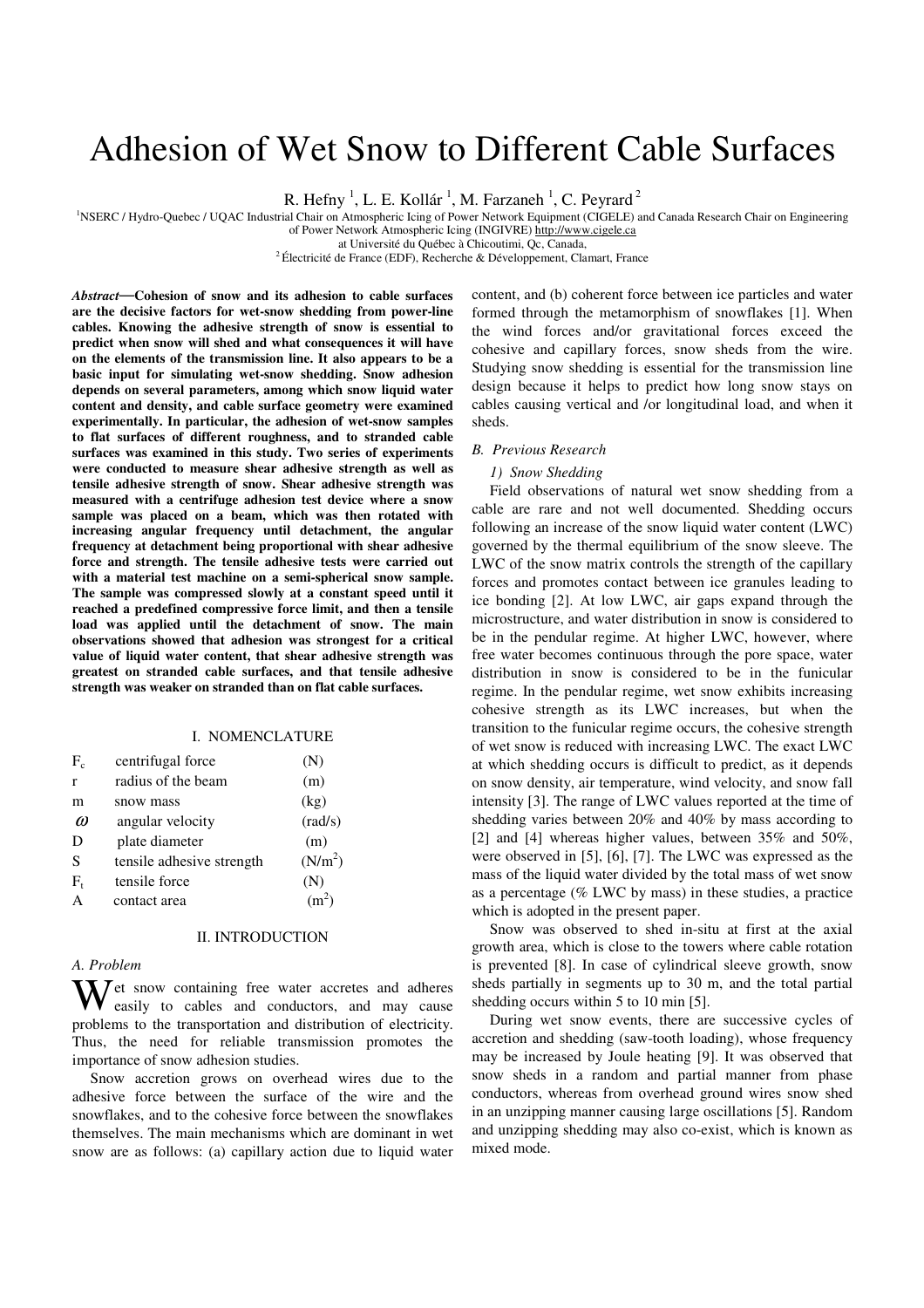# Adhesion of Wet Snow to Different Cable Surfaces

R. Hefny [1], L. E. Kollár [1], M. Farzaneh [1], C. Peyrard [2]

[1] NSERC / Hydro-Quebec / UQAC Industrial Chair on Atmospheric Icing of Power Network Equipment (CIGELE) and Canada Research Chair on Engineering of Power Network Atmospheric Icing (INGIVRE) http://www.cigele.ca at Université du Québec à Chicoutimi, Qc, Canada,

[2] Électricité de France (EDF), Recherche & Développement, Clamart, France

***Abstract*—Cohesion of snow and its adhesion to cable surfaces are the decisive factors for wet-snow shedding from power-line cables. Knowing the adhesive strength of snow is essential to predict when snow will shed and what consequences it will have on the elements of the transmission line. It also appears to be a basic input for simulating wet-snow shedding. Snow adhesion depends on several parameters, among which snow liquid water content and density, and cable surface geometry were examined experimentally. In particular, the adhesion of wet-snow samples to flat surfaces of different roughness, and to stranded cable surfaces was examined in this study. Two series of experiments were conducted to measure shear adhesive strength as well as tensile adhesive strength of snow. Shear adhesive strength was measured with a centrifuge adhesion test device where a snow sample was placed on a beam, which was then rotated with increasing angular frequency until detachment, the angular frequency at detachment being proportional with shear adhesive force and strength. The tensile adhesive tests were carried out with a material test machine on a semi-spherical snow sample. The sample was compressed slowly at a constant speed until it reached a predefined compressive force limit, and then a tensile load was applied until the detachment of snow. The main observations showed that adhesion was strongest for a critical value of liquid water content, that shear adhesive strength was greatest on stranded cable surfaces, and that tensile adhesive strength was weaker on stranded than on flat cable surfaces.**

## I. NOMENCLATURE

| | | |
|---|---|---|
| $F_c$ | centrifugal force | (N) |
| r | radius of the beam | (m) |
| m | snow mass | (kg) |
| $\omega$ | angular velocity | (rad/s) |
| D | plate diameter | (m) |
| S | tensile adhesive strength | (N/m$^2$) |
| $F_t$ | tensile force | (N) |
| A | contact area | (m$^2$) |

## II. INTRODUCTION

### A. Problem

Wet snow containing free water accretes and adheres easily to cables and conductors, and may cause problems to the transportation and distribution of electricity. Thus, the need for reliable transmission promotes the importance of snow adhesion studies.

Snow accretion grows on overhead wires due to the adhesive force between the surface of the wire and the snowflakes, and to the cohesive force between the snowflakes themselves. The main mechanisms which are dominant in wet snow are as follows: (a) capillary action due to liquid water content, and (b) coherent force between ice particles and water formed through the metamorphism of snowflakes [1]. When the wind forces and/or gravitational forces exceed the cohesive and capillary forces, snow sheds from the wire. Studying snow shedding is essential for the transmission line design because it helps to predict how long snow stays on cables causing vertical and /or longitudinal load, and when it sheds.

### B. Previous Research

#### *1) Snow Shedding*

Field observations of natural wet snow shedding from a cable are rare and not well documented. Shedding occurs following an increase of the snow liquid water content (LWC) governed by the thermal equilibrium of the snow sleeve. The LWC of the snow matrix controls the strength of the capillary forces and promotes contact between ice granules leading to ice bonding [2]. At low LWC, air gaps expand through the microstructure, and water distribution in snow is considered to be in the pendular regime. At higher LWC, however, where free water becomes continuous through the pore space, water distribution in snow is considered to be in the funicular regime. In the pendular regime, wet snow exhibits increasing cohesive strength as its LWC increases, but when the transition to the funicular regime occurs, the cohesive strength of wet snow is reduced with increasing LWC. The exact LWC at which shedding occurs is difficult to predict, as it depends on snow density, air temperature, wind velocity, and snow fall intensity [3]. The range of LWC values reported at the time of shedding varies between 20% and 40% by mass according to [2] and [4] whereas higher values, between 35% and 50%, were observed in [5], [6], [7]. The LWC was expressed as the mass of the liquid water divided by the total mass of wet snow as a percentage (% LWC by mass) in these studies, a practice which is adopted in the present paper.

Snow was observed to shed in-situ at first at the axial growth area, which is close to the towers where cable rotation is prevented [8]. In case of cylindrical sleeve growth, snow sheds partially in segments up to 30 m, and the total partial shedding occurs within 5 to 10 min [5].

During wet snow events, there are successive cycles of accretion and shedding (saw-tooth loading), whose frequency may be increased by Joule heating [9]. It was observed that snow sheds in a random and partial manner from phase conductors, whereas from overhead ground wires snow shed in an unzipping manner causing large oscillations [5]. Random and unzipping shedding may also co-exist, which is known as mixed mode.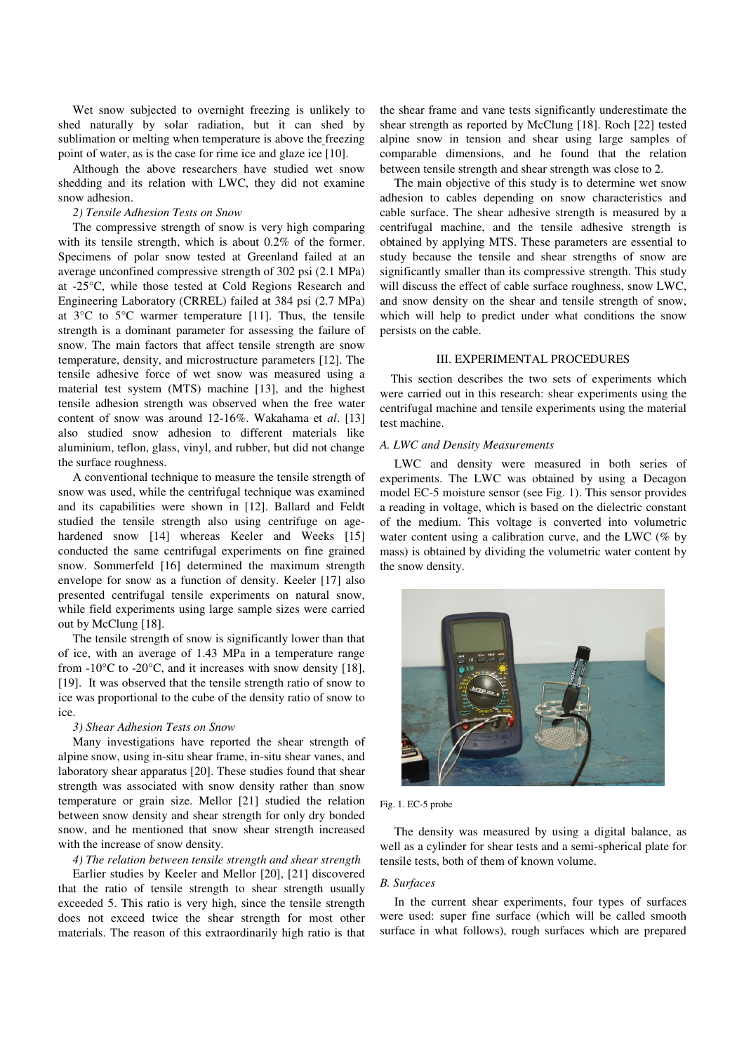Wet snow subjected to overnight freezing is unlikely to shed naturally by solar radiation, but it can shed by sublimation or melting when temperature is above the freezing point of water, as is the case for rime ice and glaze ice [10].

Although the above researchers have studied wet snow shedding and its relation with LWC, they did not examine snow adhesion.

*2) Tensile Adhesion Tests on Snow*

The compressive strength of snow is very high comparing with its tensile strength, which is about 0.2% of the former. Specimens of polar snow tested at Greenland failed at an average unconfined compressive strength of 302 psi (2.1 MPa) at -25°C, while those tested at Cold Regions Research and Engineering Laboratory (CRREL) failed at 384 psi (2.7 MPa) at 3°C to 5°C warmer temperature [11]. Thus, the tensile strength is a dominant parameter for assessing the failure of snow. The main factors that affect tensile strength are snow temperature, density, and microstructure parameters [12]. The tensile adhesive force of wet snow was measured using a material test system (MTS) machine [13], and the highest tensile adhesion strength was observed when the free water content of snow was around 12-16%. Wakahama et *al*. [13] also studied snow adhesion to different materials like aluminium, teflon, glass, vinyl, and rubber, but did not change the surface roughness.

A conventional technique to measure the tensile strength of snow was used, while the centrifugal technique was examined and its capabilities were shown in [12]. Ballard and Feldt studied the tensile strength also using centrifuge on age-hardened snow [14] whereas Keeler and Weeks [15] conducted the same centrifugal experiments on fine grained snow. Sommerfeld [16] determined the maximum strength envelope for snow as a function of density. Keeler [17] also presented centrifugal tensile experiments on natural snow, while field experiments using large sample sizes were carried out by McClung [18].

The tensile strength of snow is significantly lower than that of ice, with an average of 1.43 MPa in a temperature range from -10°C to -20°C, and it increases with snow density [18], [19]. It was observed that the tensile strength ratio of snow to ice was proportional to the cube of the density ratio of snow to ice.

*3) Shear Adhesion Tests on Snow*

Many investigations have reported the shear strength of alpine snow, using in-situ shear frame, in-situ shear vanes, and laboratory shear apparatus [20]. These studies found that shear strength was associated with snow density rather than snow temperature or grain size. Mellor [21] studied the relation between snow density and shear strength for only dry bonded snow, and he mentioned that snow shear strength increased with the increase of snow density.

*4) The relation between tensile strength and shear strength*

Earlier studies by Keeler and Mellor [20], [21] discovered that the ratio of tensile strength to shear strength usually exceeded 5. This ratio is very high, since the tensile strength does not exceed twice the shear strength for most other materials. The reason of this extraordinarily high ratio is that the shear frame and vane tests significantly underestimate the shear strength as reported by McClung [18]. Roch [22] tested alpine snow in tension and shear using large samples of comparable dimensions, and he found that the relation between tensile strength and shear strength was close to 2.

The main objective of this study is to determine wet snow adhesion to cables depending on snow characteristics and cable surface. The shear adhesive strength is measured by a centrifugal machine, and the tensile adhesive strength is obtained by applying MTS. These parameters are essential to study because the tensile and shear strengths of snow are significantly smaller than its compressive strength. This study will discuss the effect of cable surface roughness, snow LWC, and snow density on the shear and tensile strength of snow, which will help to predict under what conditions the snow persists on the cable.

## III. EXPERIMENTAL PROCEDURES

This section describes the two sets of experiments which were carried out in this research: shear experiments using the centrifugal machine and tensile experiments using the material test machine.

### *A. LWC and Density Measurements*

LWC and density were measured in both series of experiments. The LWC was obtained by using a Decagon model EC-5 moisture sensor (see Fig. 1). This sensor provides a reading in voltage, which is based on the dielectric constant of the medium. This voltage is converted into volumetric water content using a calibration curve, and the LWC (% by mass) is obtained by dividing the volumetric water content by the snow density.

Fig. 1. EC-5 probe

The density was measured by using a digital balance, as well as a cylinder for shear tests and a semi-spherical plate for tensile tests, both of them of known volume.

### *B. Surfaces*

In the current shear experiments, four types of surfaces were used: super fine surface (which will be called smooth surface in what follows), rough surfaces which are prepared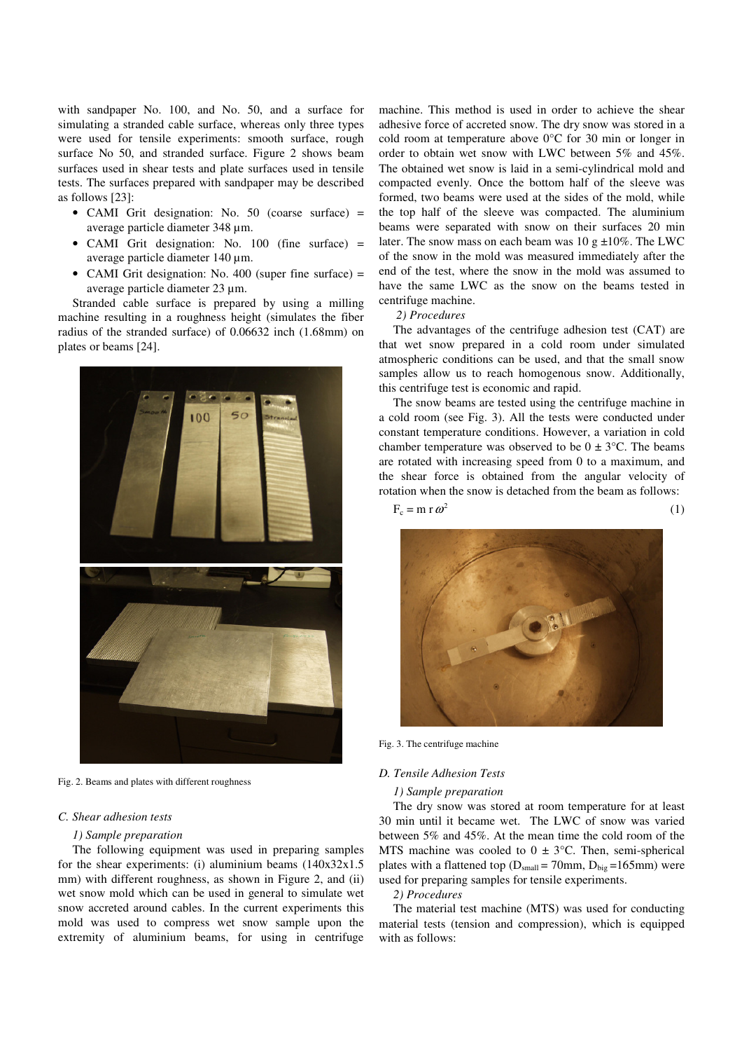with sandpaper No. 100, and No. 50, and a surface for simulating a stranded cable surface, whereas only three types were used for tensile experiments: smooth surface, rough surface No 50, and stranded surface. Figure 2 shows beam surfaces used in shear tests and plate surfaces used in tensile tests. The surfaces prepared with sandpaper may be described as follows [23]:

- CAMI Grit designation: No. 50 (coarse surface) = average particle diameter 348 µm.
- CAMI Grit designation: No. 100 (fine surface) = average particle diameter 140 µm.
- CAMI Grit designation: No. 400 (super fine surface) = average particle diameter 23 µm.

Stranded cable surface is prepared by using a milling machine resulting in a roughness height (simulates the fiber radius of the stranded surface) of 0.06632 inch (1.68mm) on plates or beams [24].

Fig. 2. Beams and plates with different roughness

### C. Shear adhesion tests

*1) Sample preparation*

The following equipment was used in preparing samples for the shear experiments: (i) aluminium beams (140x32x1.5 mm) with different roughness, as shown in Figure 2, and (ii) wet snow mold which can be used in general to simulate wet snow accreted around cables. In the current experiments this mold was used to compress wet snow sample upon the extremity of aluminium beams, for using in centrifuge machine. This method is used in order to achieve the shear adhesive force of accreted snow. The dry snow was stored in a cold room at temperature above 0°C for 30 min or longer in order to obtain wet snow with LWC between 5% and 45%. The obtained wet snow is laid in a semi-cylindrical mold and compacted evenly. Once the bottom half of the sleeve was formed, two beams were used at the sides of the mold, while the top half of the sleeve was compacted. The aluminium beams were separated with snow on their surfaces 20 min later. The snow mass on each beam was 10 g ±10%. The LWC of the snow in the mold was measured immediately after the end of the test, where the snow in the mold was assumed to have the same LWC as the snow on the beams tested in centrifuge machine.

*2) Procedures*

The advantages of the centrifuge adhesion test (CAT) are that wet snow prepared in a cold room under simulated atmospheric conditions can be used, and that the small snow samples allow us to reach homogenous snow. Additionally, this centrifuge test is economic and rapid.

The snow beams are tested using the centrifuge machine in a cold room (see Fig. 3). All the tests were conducted under constant temperature conditions. However, a variation in cold chamber temperature was observed to be 0 ± 3°C. The beams are rotated with increasing speed from 0 to a maximum, and the shear force is obtained from the angular velocity of rotation when the snow is detached from the beam as follows:

$$F_c = m\, r\, \omega^2 \qquad (1)$$

Fig. 3. The centrifuge machine

### D. Tensile Adhesion Tests

*1) Sample preparation*

The dry snow was stored at room temperature for at least 30 min until it became wet. The LWC of snow was varied between 5% and 45%. At the mean time the cold room of the MTS machine was cooled to 0 ± 3°C. Then, semi-spherical plates with a flattened top ($D_{small}$ = 70mm, $D_{big}$ =165mm) were used for preparing samples for tensile experiments.

*2) Procedures*

The material test machine (MTS) was used for conducting material tests (tension and compression), which is equipped with as follows: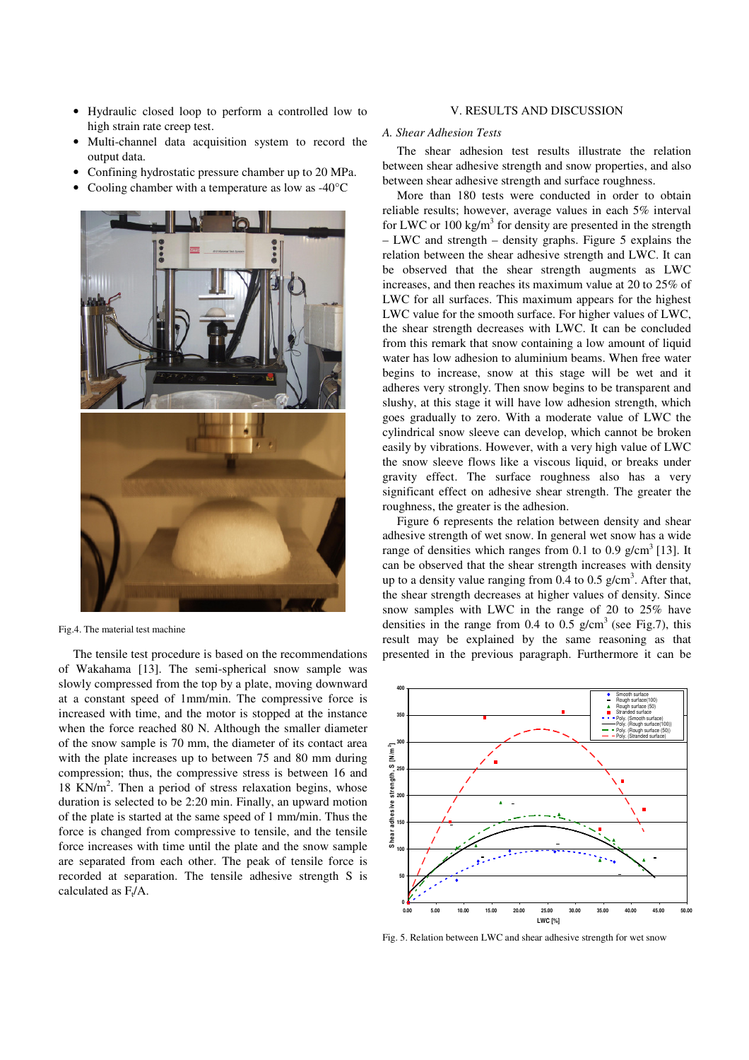- Hydraulic closed loop to perform a controlled low to high strain rate creep test.
- Multi-channel data acquisition system to record the output data.
- Confining hydrostatic pressure chamber up to 20 MPa.
- Cooling chamber with a temperature as low as -40°C

Fig.4. The material test machine

The tensile test procedure is based on the recommendations of Wakahama [13]. The semi-spherical snow sample was slowly compressed from the top by a plate, moving downward at a constant speed of 1mm/min. The compressive force is increased with time, and the motor is stopped at the instance when the force reached 80 N. Although the smaller diameter of the snow sample is 70 mm, the diameter of its contact area with the plate increases up to between 75 and 80 mm during compression; thus, the compressive stress is between 16 and 18 KN/m$^2$. Then a period of stress relaxation begins, whose duration is selected to be 2:20 min. Finally, an upward motion of the plate is started at the same speed of 1 mm/min. Thus the force is changed from compressive to tensile, and the tensile force increases with time until the plate and the snow sample are separated from each other. The peak of tensile force is recorded at separation. The tensile adhesive strength S is calculated as $F_t/A$.

## V. RESULTS AND DISCUSSION

### A. Shear Adhesion Tests

The shear adhesion test results illustrate the relation between shear adhesive strength and snow properties, and also between shear adhesive strength and surface roughness.

More than 180 tests were conducted in order to obtain reliable results; however, average values in each 5% interval for LWC or 100 kg/m$^3$ for density are presented in the strength – LWC and strength – density graphs. Figure 5 explains the relation between the shear adhesive strength and LWC. It can be observed that the shear strength augments as LWC increases, and then reaches its maximum value at 20 to 25% of LWC for all surfaces. This maximum appears for the highest LWC value for the smooth surface. For higher values of LWC, the shear strength decreases with LWC. It can be concluded from this remark that snow containing a low amount of liquid water has low adhesion to aluminium beams. When free water begins to increase, snow at this stage will be wet and it adheres very strongly. Then snow begins to be transparent and slushy, at this stage it will have low adhesion strength, which goes gradually to zero. With a moderate value of LWC the cylindrical snow sleeve can develop, which cannot be broken easily by vibrations. However, with a very high value of LWC the snow sleeve flows like a viscous liquid, or breaks under gravity effect. The surface roughness also has a very significant effect on adhesive shear strength. The greater the roughness, the greater is the adhesion.

Figure 6 represents the relation between density and shear adhesive strength of wet snow. In general wet snow has a wide range of densities which ranges from 0.1 to 0.9 g/cm$^3$ [13]. It can be observed that the shear strength increases with density up to a density value ranging from 0.4 to 0.5 g/cm$^3$. After that, the shear strength decreases at higher values of density. Since snow samples with LWC in the range of 20 to 25% have densities in the range from 0.4 to 0.5 g/cm$^3$ (see Fig.7), this result may be explained by the same reasoning as that presented in the previous paragraph. Furthermore it can be

Fig. 5. Relation between LWC and shear adhesive strength for wet snow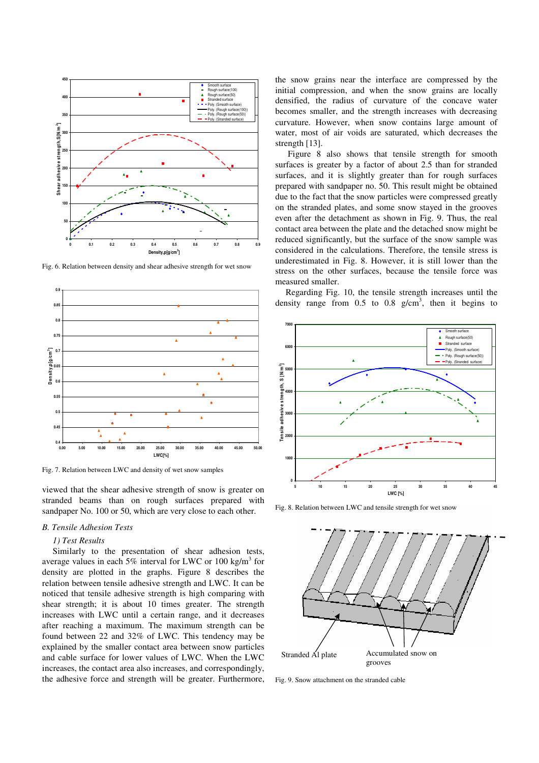Fig. 6. Relation between density and shear adhesive strength for wet snow

Fig. 7. Relation between LWC and density of wet snow samples

viewed that the shear adhesive strength of snow is greater on stranded beams than on rough surfaces prepared with sandpaper No. 100 or 50, which are very close to each other.

### *B. Tensile Adhesion Tests*

#### *1) Test Results*

Similarly to the presentation of shear adhesion tests, average values in each 5% interval for LWC or 100 kg/m$^3$ for density are plotted in the graphs. Figure 8 describes the relation between tensile adhesive strength and LWC. It can be noticed that tensile adhesive strength is high comparing with shear strength; it is about 10 times greater. The strength increases with LWC until a certain range, and it decreases after reaching a maximum. The maximum strength can be found between 22 and 32% of LWC. This tendency may be explained by the smaller contact area between snow particles and cable surface for lower values of LWC. When the LWC increases, the contact area also increases, and correspondingly, the adhesive force and strength will be greater. Furthermore, the snow grains near the interface are compressed by the initial compression, and when the snow grains are locally densified, the radius of curvature of the concave water becomes smaller, and the strength increases with decreasing curvature. However, when snow contains large amount of water, most of air voids are saturated, which decreases the strength [13].

Figure 8 also shows that tensile strength for smooth surfaces is greater by a factor of about 2.5 than for stranded surfaces, and it is slightly greater than for rough surfaces prepared with sandpaper no. 50. This result might be obtained due to the fact that the snow particles were compressed greatly on the stranded plates, and some snow stayed in the grooves even after the detachment as shown in Fig. 9. Thus, the real contact area between the plate and the detached snow might be reduced significantly, but the surface of the snow sample was considered in the calculations. Therefore, the tensile stress is underestimated in Fig. 8. However, it is still lower than the stress on the other surfaces, because the tensile force was measured smaller.

Regarding Fig. 10, the tensile strength increases until the density range from 0.5 to 0.8 g/cm$^3$, then it begins to

Fig. 8. Relation between LWC and tensile strength for wet snow

Fig. 9. Snow attachment on the stranded cable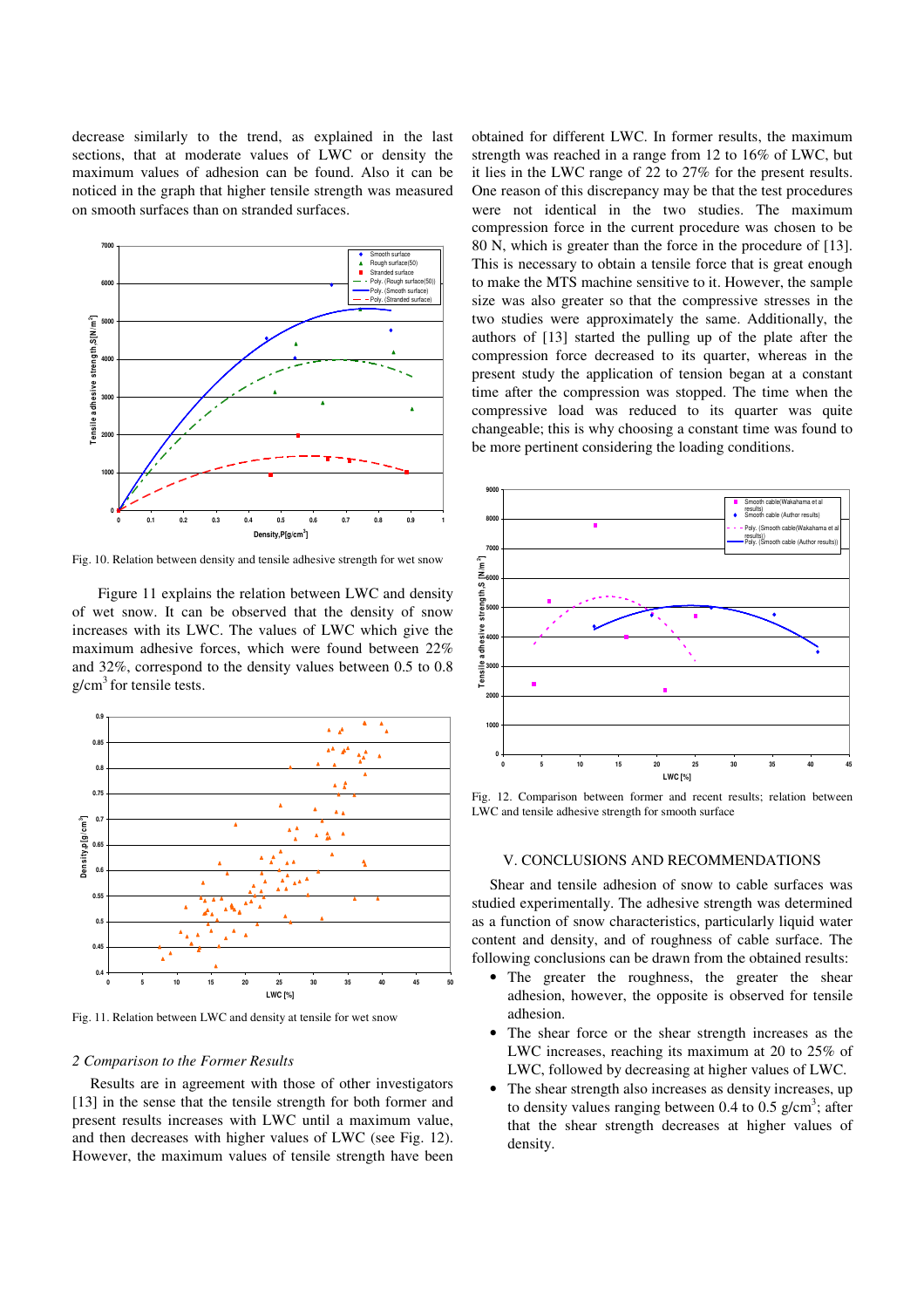decrease similarly to the trend, as explained in the last sections, that at moderate values of LWC or density the maximum values of adhesion can be found. Also it can be noticed in the graph that higher tensile strength was measured on smooth surfaces than on stranded surfaces.

Fig. 10. Relation between density and tensile adhesive strength for wet snow

Figure 11 explains the relation between LWC and density of wet snow. It can be observed that the density of snow increases with its LWC. The values of LWC which give the maximum adhesive forces, which were found between 22% and 32%, correspond to the density values between 0.5 to 0.8 g/cm$^3$ for tensile tests.

Fig. 11. Relation between LWC and density at tensile for wet snow

*2 Comparison to the Former Results*

Results are in agreement with those of other investigators [13] in the sense that the tensile strength for both former and present results increases with LWC until a maximum value, and then decreases with higher values of LWC (see Fig. 12). However, the maximum values of tensile strength have been obtained for different LWC. In former results, the maximum strength was reached in a range from 12 to 16% of LWC, but it lies in the LWC range of 22 to 27% for the present results. One reason of this discrepancy may be that the test procedures were not identical in the two studies. The maximum compression force in the current procedure was chosen to be 80 N, which is greater than the force in the procedure of [13]. This is necessary to obtain a tensile force that is great enough to make the MTS machine sensitive to it. However, the sample size was also greater so that the compressive stresses in the two studies were approximately the same. Additionally, the authors of [13] started the pulling up of the plate after the compression force decreased to its quarter, whereas in the present study the application of tension began at a constant time after the compression was stopped. The time when the compressive load was reduced to its quarter was quite changeable; this is why choosing a constant time was found to be more pertinent considering the loading conditions.

Fig. 12. Comparison between former and recent results; relation between LWC and tensile adhesive strength for smooth surface

## V. CONCLUSIONS AND RECOMMENDATIONS

Shear and tensile adhesion of snow to cable surfaces was studied experimentally. The adhesive strength was determined as a function of snow characteristics, particularly liquid water content and density, and of roughness of cable surface. The following conclusions can be drawn from the obtained results:

- The greater the roughness, the greater the shear adhesion, however, the opposite is observed for tensile adhesion.
- The shear force or the shear strength increases as the LWC increases, reaching its maximum at 20 to 25% of LWC, followed by decreasing at higher values of LWC.
- The shear strength also increases as density increases, up to density values ranging between 0.4 to 0.5 g/cm$^3$; after that the shear strength decreases at higher values of density.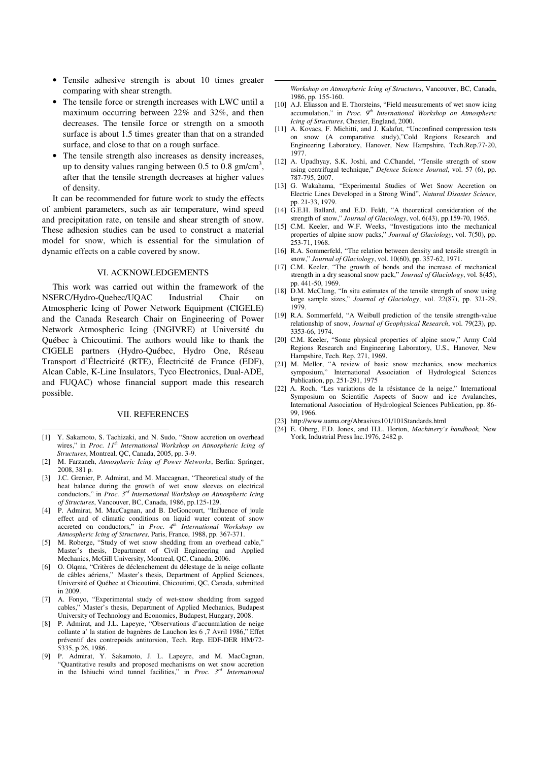- Tensile adhesive strength is about 10 times greater comparing with shear strength.
- The tensile force or strength increases with LWC until a maximum occurring between 22% and 32%, and then decreases. The tensile force or strength on a smooth surface is about 1.5 times greater than that on a stranded surface, and close to that on a rough surface.
- The tensile strength also increases as density increases, up to density values ranging between 0.5 to 0.8 gm/cm$^3$, after that the tensile strength decreases at higher values of density.

It can be recommended for future work to study the effects of ambient parameters, such as air temperature, wind speed and precipitation rate, on tensile and shear strength of snow. These adhesion studies can be used to construct a material model for snow, which is essential for the simulation of dynamic effects on a cable covered by snow.

## VI. ACKNOWLEDGEMENTS

This work was carried out within the framework of the NSERC/Hydro-Quebec/UQAC Industrial Chair on Atmospheric Icing of Power Network Equipment (CIGELE) and the Canada Research Chair on Engineering of Power Network Atmospheric Icing (INGIVRE) at Université du Québec à Chicoutimi. The authors would like to thank the CIGELE partners (Hydro-Québec, Hydro One, Réseau Transport d'Électricité (RTE), Électricité de France (EDF), Alcan Cable, K-Line Insulators, Tyco Electronics, Dual-ADE, and FUQAC) whose financial support made this research possible.

## VII. REFERENCES

[1] Y. Sakamoto, S. Tachizaki, and N. Sudo, "Snow accretion on overhead wires," in *Proc. 11th International Workshop on Atmospheric Icing of Structures*, Montreal, QC, Canada, 2005, pp. 3-9.

[2] M. Farzaneh, *Atmospheric Icing of Power Networks*, Berlin: Springer, 2008, 381 p.

[3] J.C. Grenier, P. Admirat, and M. Maccagnan, "Theoretical study of the heat balance during the growth of wet snow sleeves on electrical conductors," in *Proc. 3rd International Workshop on Atmospheric Icing of Structures*, Vancouver, BC, Canada, 1986, pp.125-129.

[4] P. Admirat, M. MacCagnan, and B. DeGoncourt, "Influence of joule effect and of climatic conditions on liquid water content of snow accreted on conductors," in *Proc. 4th International Workshop on Atmospheric Icing of Structures,* Paris, France, 1988, pp. 367-371.

[5] M. Roberge, "Study of wet snow shedding from an overhead cable," Master's thesis, Department of Civil Engineering and Applied Mechanics, McGill University, Montreal, QC, Canada, 2006.

[6] O. Olqma, "Critères de déclenchement du délestage de la neige collante de câbles aériens," Master's thesis, Department of Applied Sciences, Université of Québec at Chicoutimi, Chicoutimi, QC, Canada, submitted in 2009.

[7] A. Fonyo, "Experimental study of wet-snow shedding from sagged cables," Master's thesis, Department of Applied Mechanics, Budapest University of Technology and Economics, Budapest, Hungary, 2008.

[8] P. Admirat, and J.L. Lapeyre, "Observations d'accumulation de neige collante a' la station de bagnères de Lauchon les 6 ,7 Avril 1986," Effet préventif des contrepoids antitorsion, Tech. Rep. EDF-DER HM/72-5335, p.26, 1986.

[9] P. Admirat, Y. Sakamoto, J. L. Lapeyre, and M. MacCagnan, "Quantitative results and proposed mechanisms on wet snow accretion in the Ishiuchi wind tunnel facilities," in *Proc. 3rd International Workshop on Atmospheric Icing of Structures*, Vancouver, BC, Canada, 1986, pp. 155-160.

[10] A.J. Eliasson and E. Thorsteins, "Field measurements of wet snow icing accumulation," in *Proc. 9th International Workshop on Atmospheric Icing of Structures*, Chester, England, 2000.

[11] A. Kovacs, F. Michitti, and J. Kalafut, "Unconfined compression tests on snow (A comparative study),"Cold Regions Research and Engineering Laboratory, Hanover, New Hampshire, Tech.Rep.77-20, 1977.

[12] A. Upadhyay, S.K. Joshi, and C.Chandel, "Tensile strength of snow using centrifugal technique," *Defence Science Journal*, vol. 57 (6), pp. 787-795, 2007.

[13] G. Wakahama, "Experimental Studies of Wet Snow Accretion on Electric Lines Developed in a Strong Wind", *Natural Disaster Science,* pp. 21-33, 1979.

[14] G.E.H. Ballard, and E.D. Feldt, "A theoretical consideration of the strength of snow," *Journal of Glaciology*, vol. 6(43), pp.159-70, 1965.

[15] C.M. Keeler, and W.F. Weeks, "Investigations into the mechanical properties of alpine snow packs," *Journal of Glaciology*, vol. 7(50), pp. 253-71, 1968.

[16] R.A. Sommerfeld, "The relation between density and tensile strength in snow," *Journal of Glaciology*, vol. 10(60), pp. 357-62, 1971.

[17] C.M. Keeler, "The growth of bonds and the increase of mechanical strength in a dry seasonal snow pack," *Journal of Glaciology*, vol. 8(45), pp. 441-50, 1969.

[18] D.M. McClung, "In situ estimates of the tensile strength of snow using large sample sizes," *Journal of Glaciology*, vol. 22(87), pp. 321-29, 1979.

[19] R.A. Sommerfeld, "A Weibull prediction of the tensile strength-value relationship of snow, *Journal of Geophysical Research*, vol. 79(23), pp. 3353-66, 1974.

[20] C.M. Keeler, "Some physical properties of alpine snow," Army Cold Regions Research and Engineering Laboratory, U.S., Hanover, New Hampshire, Tech. Rep. 271, 1969.

[21] M. Mellor, "A review of basic snow mechanics, snow mechanics symposium," International Association of Hydrological Sciences Publication, pp. 251-291, 1975

[22] A. Roch, "Les variations de la résistance de la neige," International Symposium on Scientific Aspects of Snow and ice Avalanches, International Association of Hydrological Sciences Publication, pp. 86-99, 1966.

[23] http://www.uama.org/Abrasives101/101Standards.html

[24] E. Oberg, F.D. Jones, and H.L. Horton, *Machinery's handbook,* New York, Industrial Press Inc.1976, 2482 p.